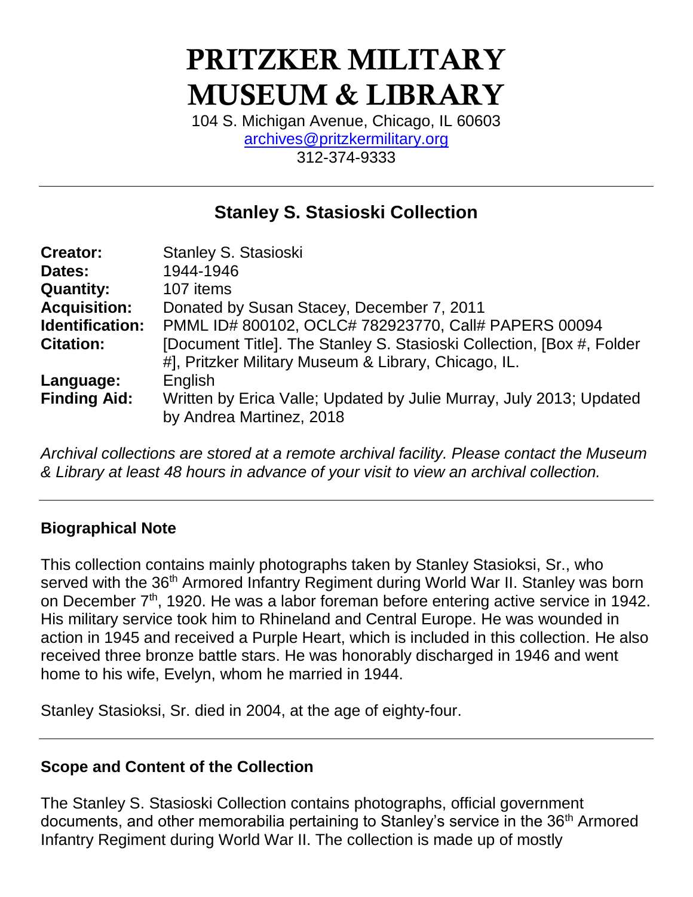# PRITZKER MILITARY MUSEUM & LIBRARY

104 S. Michigan Avenue, Chicago, IL 60603
archives@pritzkermilitary.org
312-374-9333

---

## Stanley S. Stasioski Collection

| | |
|---|---|
| **Creator:** | Stanley S. Stasioski |
| **Dates:** | 1944-1946 |
| **Quantity:** | 107 items |
| **Acquisition:** | Donated by Susan Stacey, December 7, 2011 |
| **Identification:** | PMML ID# 800102, OCLC# 782923770, Call# PAPERS 00094 |
| **Citation:** | [Document Title]. The Stanley S. Stasioski Collection, [Box #, Folder #], Pritzker Military Museum & Library, Chicago, IL. |
| **Language:** | English |
| **Finding Aid:** | Written by Erica Valle; Updated by Julie Murray, July 2013; Updated by Andrea Martinez, 2018 |

*Archival collections are stored at a remote archival facility. Please contact the Museum & Library at least 48 hours in advance of your visit to view an archival collection.*

---

### Biographical Note

This collection contains mainly photographs taken by Stanley Stasioksi, Sr., who served with the 36th Armored Infantry Regiment during World War II. Stanley was born on December 7th, 1920. He was a labor foreman before entering active service in 1942. His military service took him to Rhineland and Central Europe. He was wounded in action in 1945 and received a Purple Heart, which is included in this collection. He also received three bronze battle stars. He was honorably discharged in 1946 and went home to his wife, Evelyn, whom he married in 1944.

Stanley Stasioksi, Sr. died in 2004, at the age of eighty-four.

---

### Scope and Content of the Collection

The Stanley S. Stasioski Collection contains photographs, official government documents, and other memorabilia pertaining to Stanley's service in the 36th Armored Infantry Regiment during World War II. The collection is made up of mostly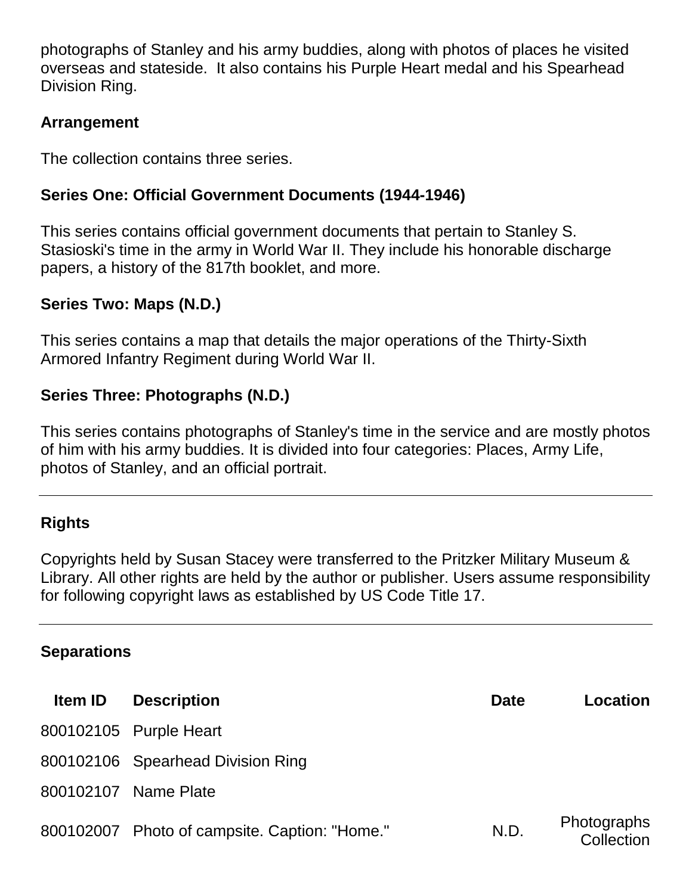photographs of Stanley and his army buddies, along with photos of places he visited overseas and stateside. It also contains his Purple Heart medal and his Spearhead Division Ring.

### Arrangement

The collection contains three series.

### Series One: Official Government Documents (1944-1946)

This series contains official government documents that pertain to Stanley S. Stasioski's time in the army in World War II. They include his honorable discharge papers, a history of the 817th booklet, and more.

### Series Two: Maps (N.D.)

This series contains a map that details the major operations of the Thirty-Sixth Armored Infantry Regiment during World War II.

### Series Three: Photographs (N.D.)

This series contains photographs of Stanley's time in the service and are mostly photos of him with his army buddies. It is divided into four categories: Places, Army Life, photos of Stanley, and an official portrait.

---

### Rights

Copyrights held by Susan Stacey were transferred to the Pritzker Military Museum & Library. All other rights are held by the author or publisher. Users assume responsibility for following copyright laws as established by US Code Title 17.

---

### Separations

| Item ID | Description | Date | Location |
|---|---|---|---|
| 800102105 | Purple Heart | | |
| 800102106 | Spearhead Division Ring | | |
| 800102107 | Name Plate | | |
| 800102007 | Photo of campsite. Caption: "Home." | N.D. | Photographs Collection |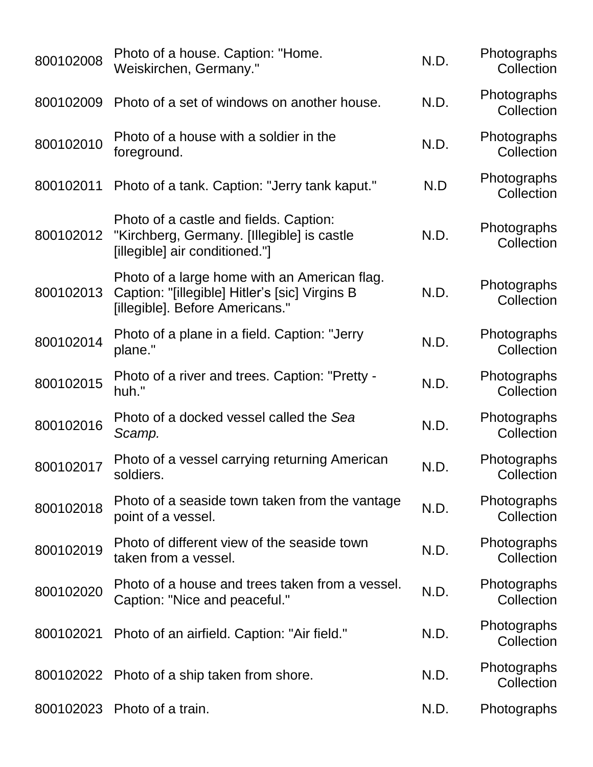| | | | |
|---|---|---|---|
| 800102008 | Photo of a house. Caption: "Home. Weiskirchen, Germany." | N.D. | Photographs Collection |
| 800102009 | Photo of a set of windows on another house. | N.D. | Photographs Collection |
| 800102010 | Photo of a house with a soldier in the foreground. | N.D. | Photographs Collection |
| 800102011 | Photo of a tank. Caption: "Jerry tank kaput." | N.D | Photographs Collection |
| 800102012 | Photo of a castle and fields. Caption: "Kirchberg, Germany. [Illegible] is castle [illegible] air conditioned."] | N.D. | Photographs Collection |
| 800102013 | Photo of a large home with an American flag. Caption: "[illegible] Hitler's [sic] Virgins B [illegible]. Before Americans." | N.D. | Photographs Collection |
| 800102014 | Photo of a plane in a field. Caption: "Jerry plane." | N.D. | Photographs Collection |
| 800102015 | Photo of a river and trees. Caption: "Pretty - huh." | N.D. | Photographs Collection |
| 800102016 | Photo of a docked vessel called the *Sea Scamp.* | N.D. | Photographs Collection |
| 800102017 | Photo of a vessel carrying returning American soldiers. | N.D. | Photographs Collection |
| 800102018 | Photo of a seaside town taken from the vantage point of a vessel. | N.D. | Photographs Collection |
| 800102019 | Photo of different view of the seaside town taken from a vessel. | N.D. | Photographs Collection |
| 800102020 | Photo of a house and trees taken from a vessel. Caption: "Nice and peaceful." | N.D. | Photographs Collection |
| 800102021 | Photo of an airfield. Caption: "Air field." | N.D. | Photographs Collection |
| 800102022 | Photo of a ship taken from shore. | N.D. | Photographs Collection |
| 800102023 | Photo of a train. | N.D. | Photographs |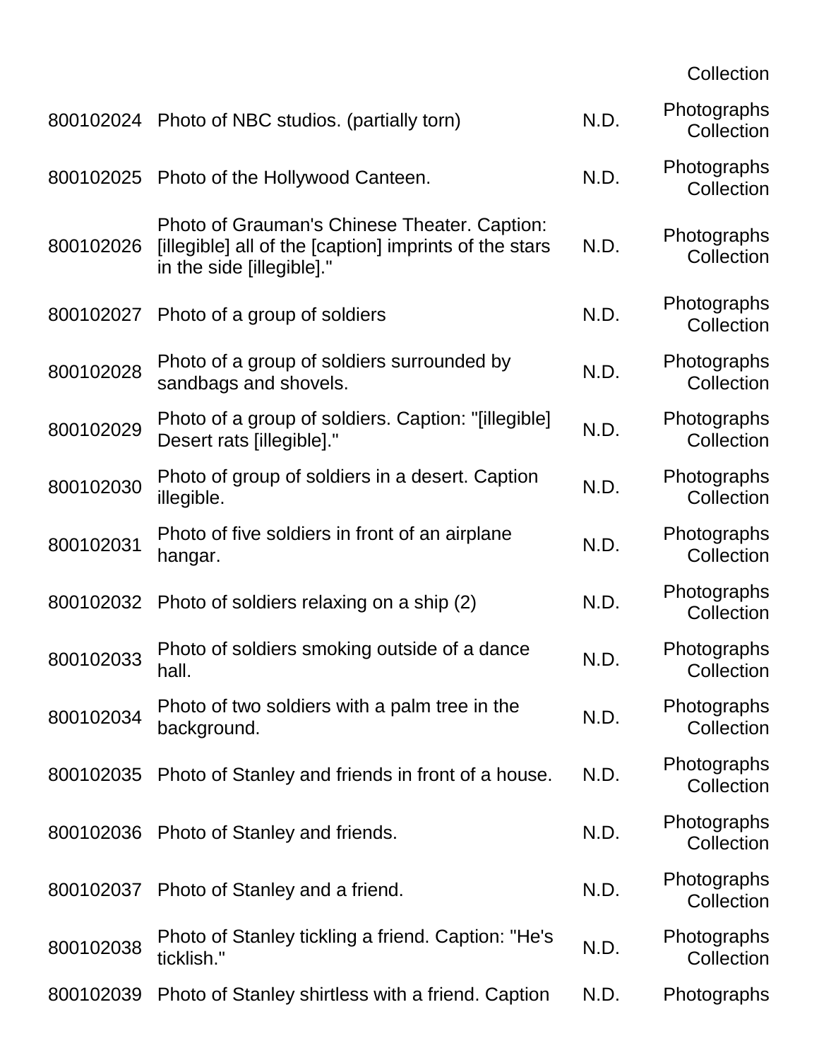| | | | Collection |
|---|---|---|---|
| 800102024 | Photo of NBC studios. (partially torn) | N.D. | Photographs Collection |
| 800102025 | Photo of the Hollywood Canteen. | N.D. | Photographs Collection |
| 800102026 | Photo of Grauman's Chinese Theater. Caption: [illegible] all of the [caption] imprints of the stars in the side [illegible]." | N.D. | Photographs Collection |
| 800102027 | Photo of a group of soldiers | N.D. | Photographs Collection |
| 800102028 | Photo of a group of soldiers surrounded by sandbags and shovels. | N.D. | Photographs Collection |
| 800102029 | Photo of a group of soldiers. Caption: "[illegible] Desert rats [illegible]." | N.D. | Photographs Collection |
| 800102030 | Photo of group of soldiers in a desert. Caption illegible. | N.D. | Photographs Collection |
| 800102031 | Photo of five soldiers in front of an airplane hangar. | N.D. | Photographs Collection |
| 800102032 | Photo of soldiers relaxing on a ship (2) | N.D. | Photographs Collection |
| 800102033 | Photo of soldiers smoking outside of a dance hall. | N.D. | Photographs Collection |
| 800102034 | Photo of two soldiers with a palm tree in the background. | N.D. | Photographs Collection |
| 800102035 | Photo of Stanley and friends in front of a house. | N.D. | Photographs Collection |
| 800102036 | Photo of Stanley and friends. | N.D. | Photographs Collection |
| 800102037 | Photo of Stanley and a friend. | N.D. | Photographs Collection |
| 800102038 | Photo of Stanley tickling a friend. Caption: "He's ticklish." | N.D. | Photographs Collection |
| 800102039 | Photo of Stanley shirtless with a friend. Caption | N.D. | Photographs |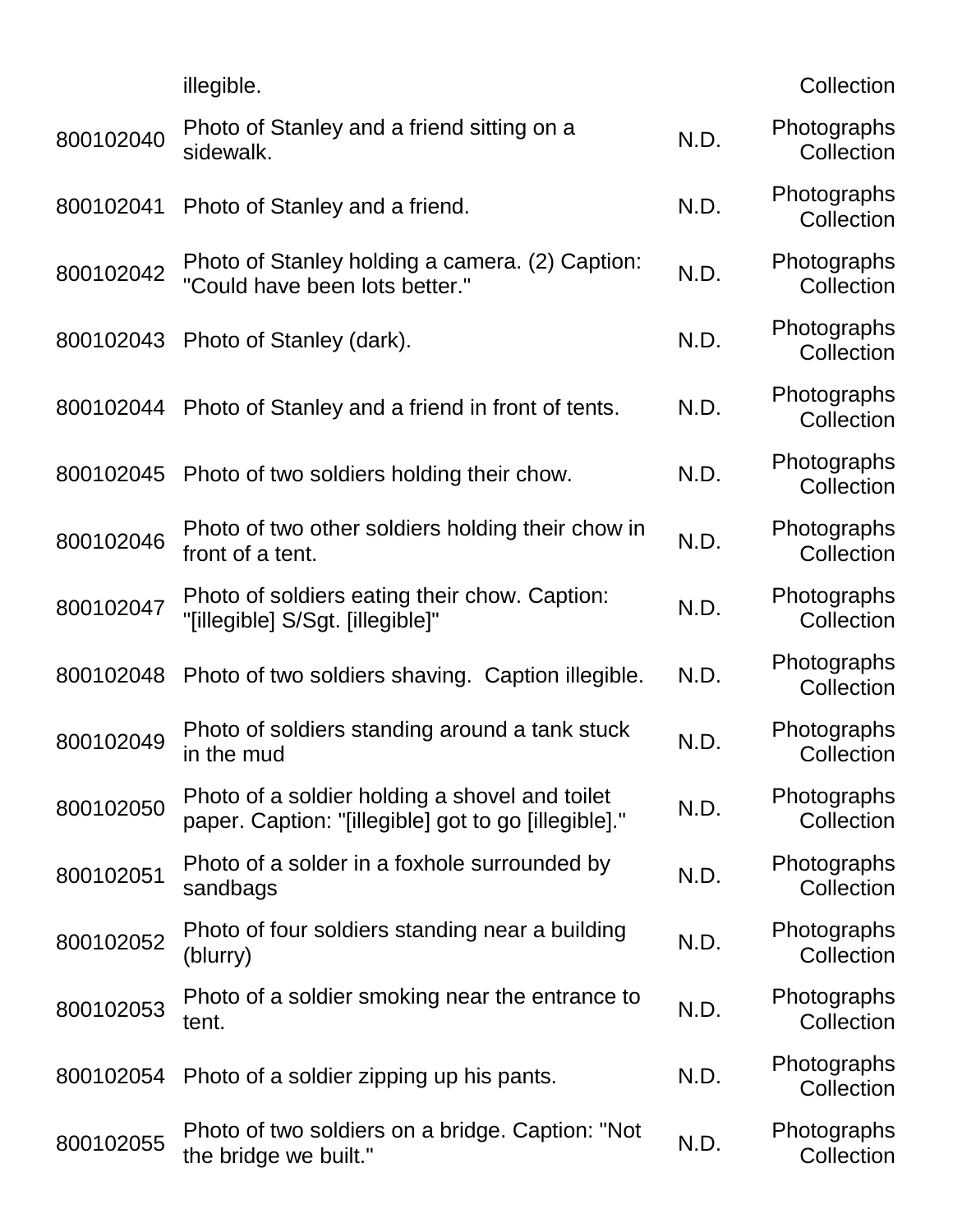| | illegible. | | Collection |
|---|---|---|---|
| 800102040 | Photo of Stanley and a friend sitting on a sidewalk. | N.D. | Photographs Collection |
| 800102041 | Photo of Stanley and a friend. | N.D. | Photographs Collection |
| 800102042 | Photo of Stanley holding a camera. (2) Caption: "Could have been lots better." | N.D. | Photographs Collection |
| 800102043 | Photo of Stanley (dark). | N.D. | Photographs Collection |
| 800102044 | Photo of Stanley and a friend in front of tents. | N.D. | Photographs Collection |
| 800102045 | Photo of two soldiers holding their chow. | N.D. | Photographs Collection |
| 800102046 | Photo of two other soldiers holding their chow in front of a tent. | N.D. | Photographs Collection |
| 800102047 | Photo of soldiers eating their chow. Caption: "[illegible] S/Sgt. [illegible]" | N.D. | Photographs Collection |
| 800102048 | Photo of two soldiers shaving. Caption illegible. | N.D. | Photographs Collection |
| 800102049 | Photo of soldiers standing around a tank stuck in the mud | N.D. | Photographs Collection |
| 800102050 | Photo of a soldier holding a shovel and toilet paper. Caption: "[illegible] got to go [illegible]." | N.D. | Photographs Collection |
| 800102051 | Photo of a solder in a foxhole surrounded by sandbags | N.D. | Photographs Collection |
| 800102052 | Photo of four soldiers standing near a building (blurry) | N.D. | Photographs Collection |
| 800102053 | Photo of a soldier smoking near the entrance to tent. | N.D. | Photographs Collection |
| 800102054 | Photo of a soldier zipping up his pants. | N.D. | Photographs Collection |
| 800102055 | Photo of two soldiers on a bridge. Caption: "Not the bridge we built." | N.D. | Photographs Collection |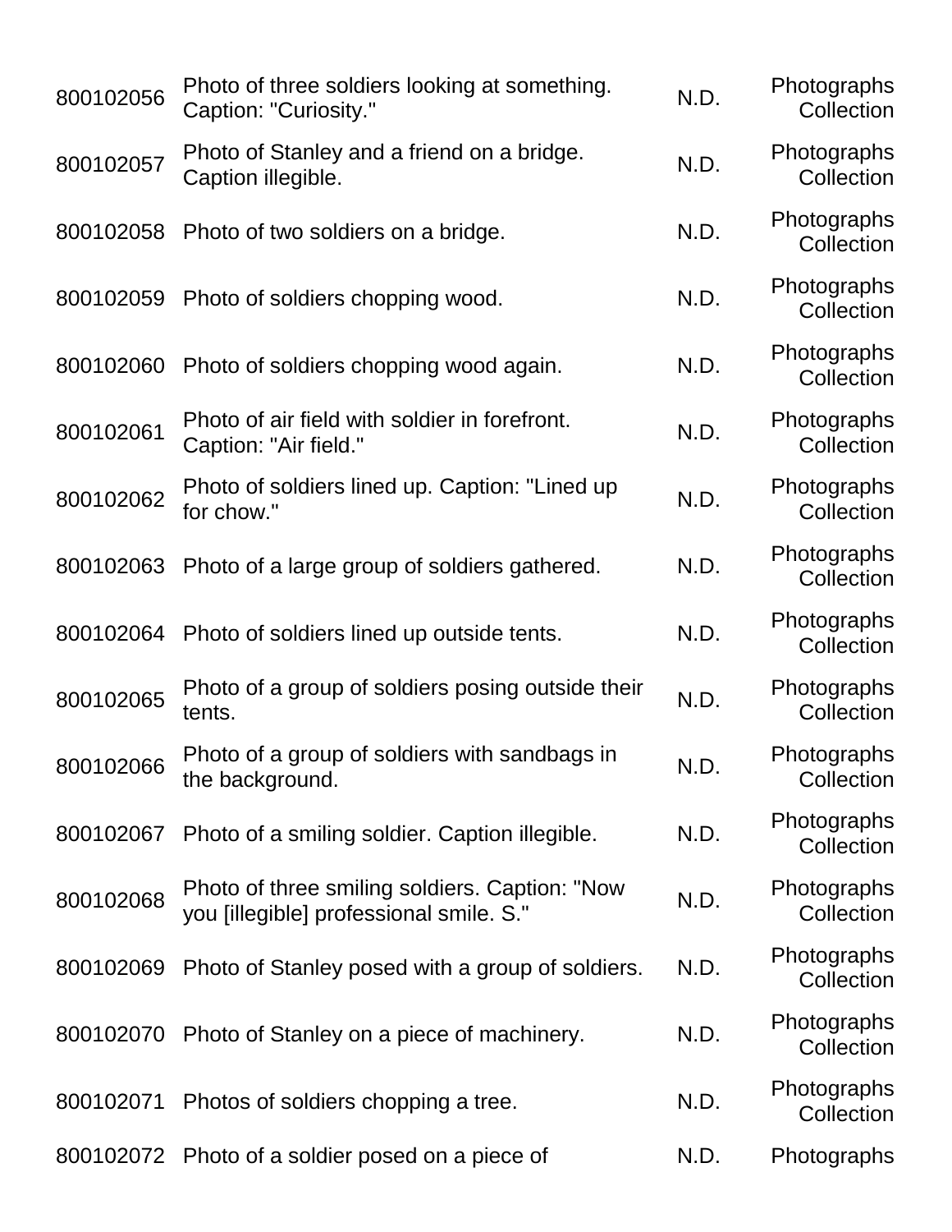| | | | |
|---|---|---|---|
| 800102056 | Photo of three soldiers looking at something. Caption: "Curiosity." | N.D. | Photographs Collection |
| 800102057 | Photo of Stanley and a friend on a bridge. Caption illegible. | N.D. | Photographs Collection |
| 800102058 | Photo of two soldiers on a bridge. | N.D. | Photographs Collection |
| 800102059 | Photo of soldiers chopping wood. | N.D. | Photographs Collection |
| 800102060 | Photo of soldiers chopping wood again. | N.D. | Photographs Collection |
| 800102061 | Photo of air field with soldier in forefront. Caption: "Air field." | N.D. | Photographs Collection |
| 800102062 | Photo of soldiers lined up. Caption: "Lined up for chow." | N.D. | Photographs Collection |
| 800102063 | Photo of a large group of soldiers gathered. | N.D. | Photographs Collection |
| 800102064 | Photo of soldiers lined up outside tents. | N.D. | Photographs Collection |
| 800102065 | Photo of a group of soldiers posing outside their tents. | N.D. | Photographs Collection |
| 800102066 | Photo of a group of soldiers with sandbags in the background. | N.D. | Photographs Collection |
| 800102067 | Photo of a smiling soldier. Caption illegible. | N.D. | Photographs Collection |
| 800102068 | Photo of three smiling soldiers. Caption: "Now you [illegible] professional smile. S." | N.D. | Photographs Collection |
| 800102069 | Photo of Stanley posed with a group of soldiers. | N.D. | Photographs Collection |
| 800102070 | Photo of Stanley on a piece of machinery. | N.D. | Photographs Collection |
| 800102071 | Photos of soldiers chopping a tree. | N.D. | Photographs Collection |
| 800102072 | Photo of a soldier posed on a piece of | N.D. | Photographs |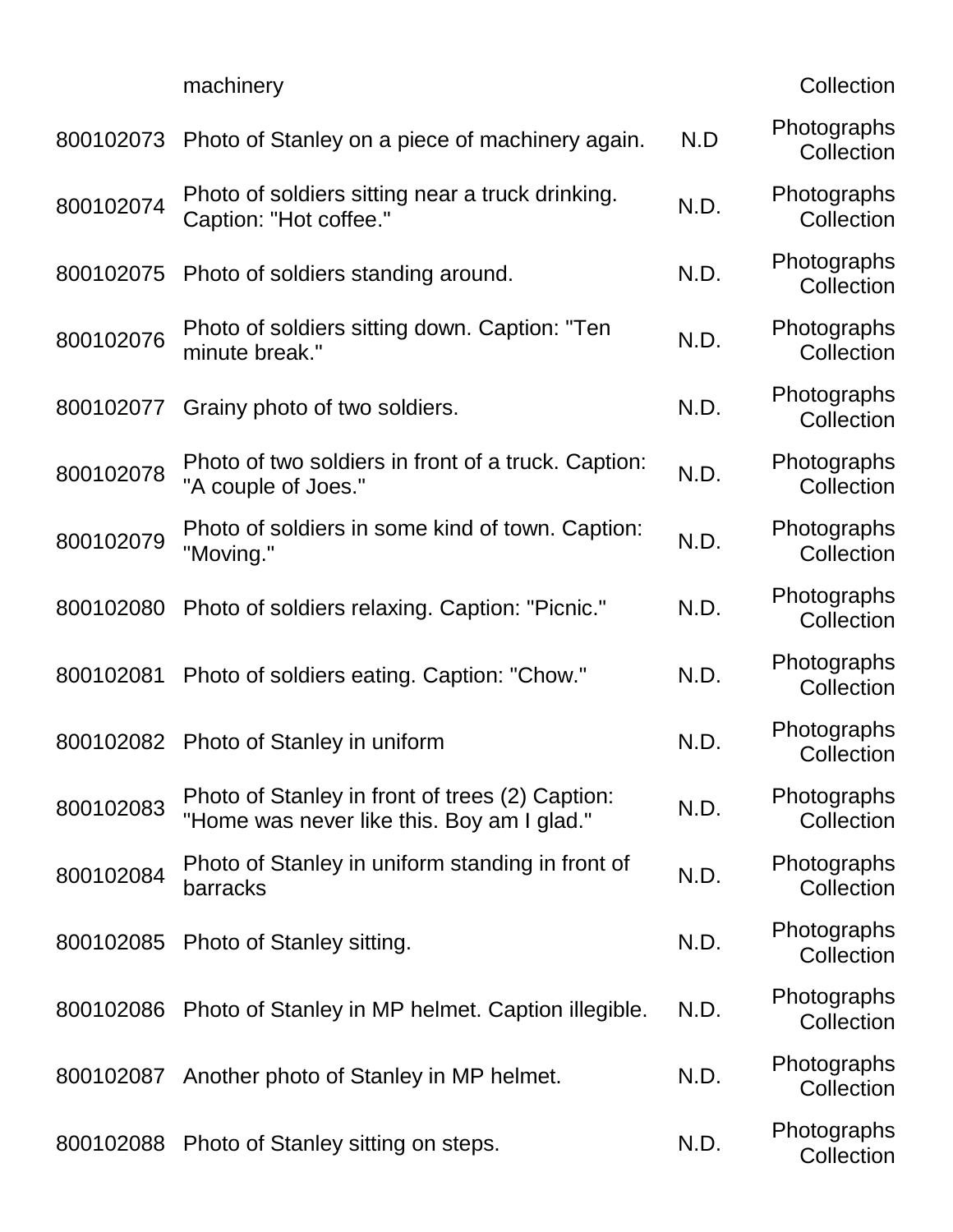|  | machinery |  | Collection |
|---|---|---|---|
| 800102073 | Photo of Stanley on a piece of machinery again. | N.D | Photographs Collection |
| 800102074 | Photo of soldiers sitting near a truck drinking. Caption: "Hot coffee." | N.D. | Photographs Collection |
| 800102075 | Photo of soldiers standing around. | N.D. | Photographs Collection |
| 800102076 | Photo of soldiers sitting down. Caption: "Ten minute break." | N.D. | Photographs Collection |
| 800102077 | Grainy photo of two soldiers. | N.D. | Photographs Collection |
| 800102078 | Photo of two soldiers in front of a truck. Caption: "A couple of Joes." | N.D. | Photographs Collection |
| 800102079 | Photo of soldiers in some kind of town. Caption: "Moving." | N.D. | Photographs Collection |
| 800102080 | Photo of soldiers relaxing. Caption: "Picnic." | N.D. | Photographs Collection |
| 800102081 | Photo of soldiers eating. Caption: "Chow." | N.D. | Photographs Collection |
| 800102082 | Photo of Stanley in uniform | N.D. | Photographs Collection |
| 800102083 | Photo of Stanley in front of trees (2) Caption: "Home was never like this. Boy am I glad." | N.D. | Photographs Collection |
| 800102084 | Photo of Stanley in uniform standing in front of barracks | N.D. | Photographs Collection |
| 800102085 | Photo of Stanley sitting. | N.D. | Photographs Collection |
| 800102086 | Photo of Stanley in MP helmet. Caption illegible. | N.D. | Photographs Collection |
| 800102087 | Another photo of Stanley in MP helmet. | N.D. | Photographs Collection |
| 800102088 | Photo of Stanley sitting on steps. | N.D. | Photographs Collection |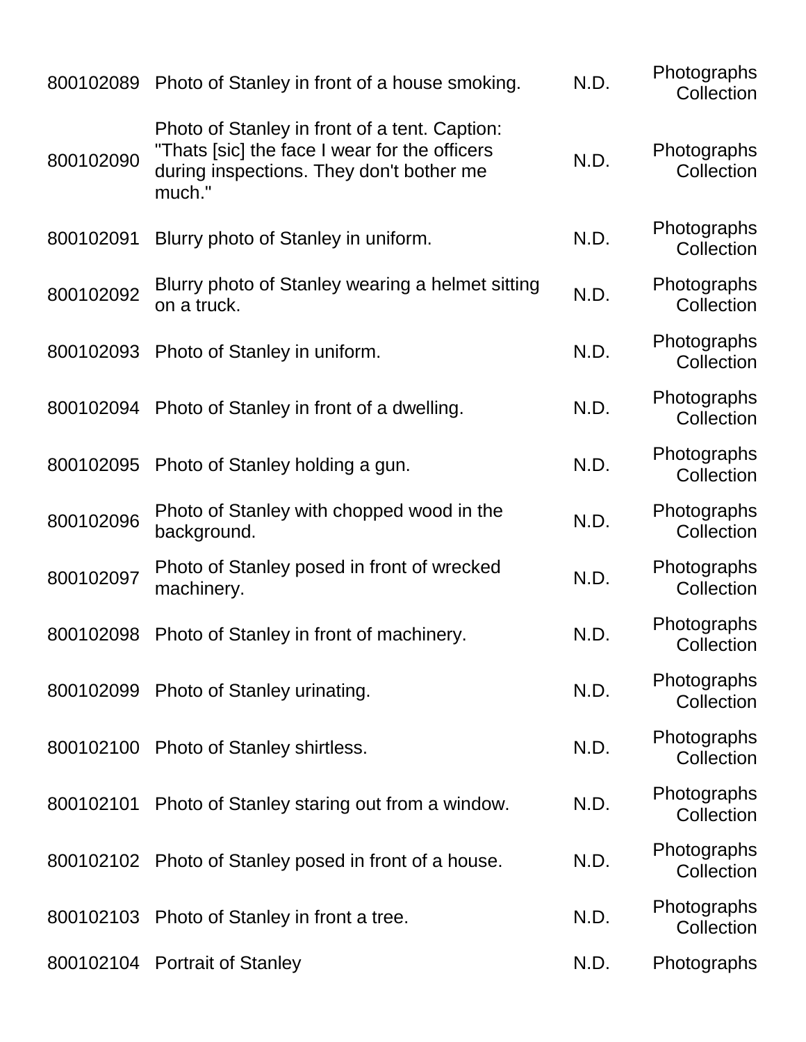| | | | |
|---|---|---|---|
| 800102089 | Photo of Stanley in front of a house smoking. | N.D. | Photographs Collection |
| 800102090 | Photo of Stanley in front of a tent. Caption: "Thats [sic] the face I wear for the officers during inspections. They don't bother me much." | N.D. | Photographs Collection |
| 800102091 | Blurry photo of Stanley in uniform. | N.D. | Photographs Collection |
| 800102092 | Blurry photo of Stanley wearing a helmet sitting on a truck. | N.D. | Photographs Collection |
| 800102093 | Photo of Stanley in uniform. | N.D. | Photographs Collection |
| 800102094 | Photo of Stanley in front of a dwelling. | N.D. | Photographs Collection |
| 800102095 | Photo of Stanley holding a gun. | N.D. | Photographs Collection |
| 800102096 | Photo of Stanley with chopped wood in the background. | N.D. | Photographs Collection |
| 800102097 | Photo of Stanley posed in front of wrecked machinery. | N.D. | Photographs Collection |
| 800102098 | Photo of Stanley in front of machinery. | N.D. | Photographs Collection |
| 800102099 | Photo of Stanley urinating. | N.D. | Photographs Collection |
| 800102100 | Photo of Stanley shirtless. | N.D. | Photographs Collection |
| 800102101 | Photo of Stanley staring out from a window. | N.D. | Photographs Collection |
| 800102102 | Photo of Stanley posed in front of a house. | N.D. | Photographs Collection |
| 800102103 | Photo of Stanley in front a tree. | N.D. | Photographs Collection |
| 800102104 | Portrait of Stanley | N.D. | Photographs |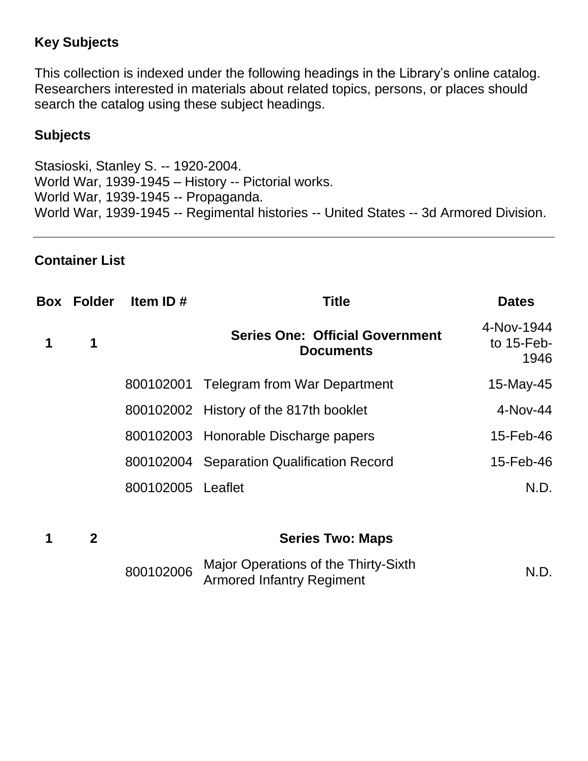## Key Subjects

This collection is indexed under the following headings in the Library's online catalog. Researchers interested in materials about related topics, persons, or places should search the catalog using these subject headings.

### Subjects

Stasioski, Stanley S. -- 1920-2004.
World War, 1939-1945 – History -- Pictorial works.
World War, 1939-1945 -- Propaganda.
World War, 1939-1945 -- Regimental histories -- United States -- 3d Armored Division.

---

## Container List

| Box | Folder | Item ID # | Title | Dates |
|---|---|---|---|---|
| **1** | **1** | | **Series One: Official Government Documents** | 4-Nov-1944 to 15-Feb-1946 |
| | | 800102001 | Telegram from War Department | 15-May-45 |
| | | 800102002 | History of the 817th booklet | 4-Nov-44 |
| | | 800102003 | Honorable Discharge papers | 15-Feb-46 |
| | | 800102004 | Separation Qualification Record | 15-Feb-46 |
| | | 800102005 | Leaflet | N.D. |
| **1** | **2** | | **Series Two: Maps** | |
| | | 800102006 | Major Operations of the Thirty-Sixth Armored Infantry Regiment | N.D. |